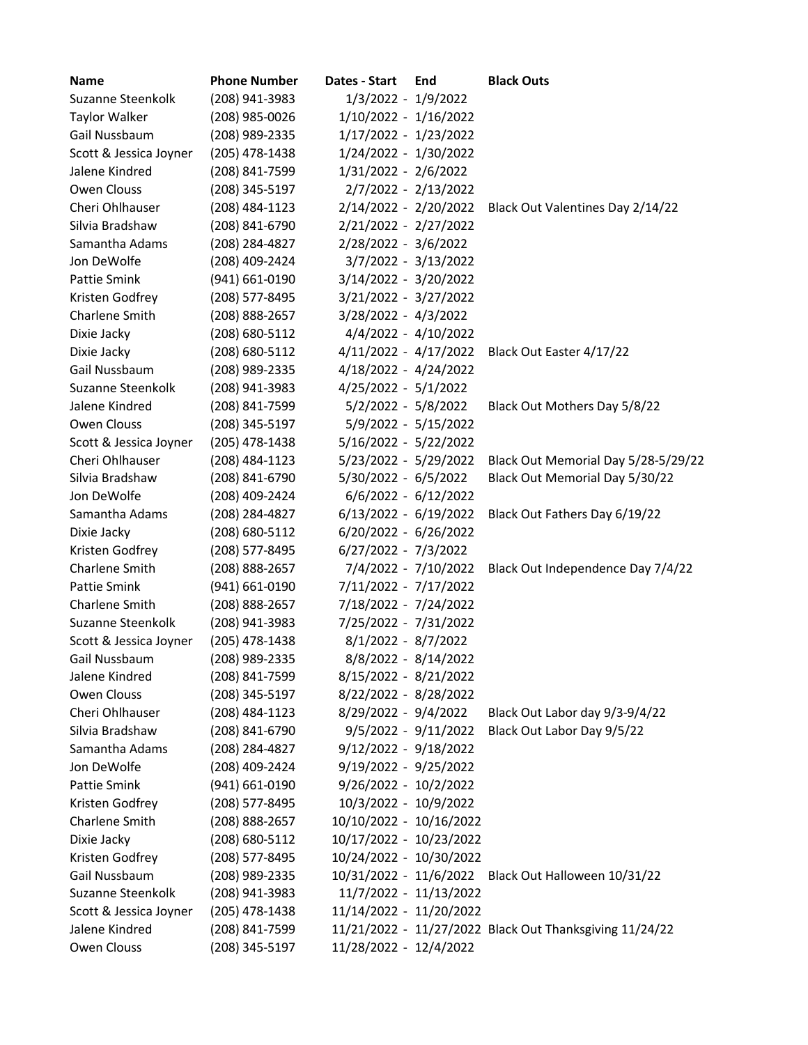| Name | Phone Number | Dates - Start | End | Black Outs |
|---|---|---|---|---|
| Suzanne Steenkolk | (208) 941-3983 | 1/3/2022 - | 1/9/2022 | |
| Taylor Walker | (208) 985-0026 | 1/10/2022 - | 1/16/2022 | |
| Gail Nussbaum | (208) 989-2335 | 1/17/2022 - | 1/23/2022 | |
| Scott & Jessica Joyner | (205) 478-1438 | 1/24/2022 - | 1/30/2022 | |
| Jalene Kindred | (208) 841-7599 | 1/31/2022 - | 2/6/2022 | |
| Owen Clouss | (208) 345-5197 | 2/7/2022 - | 2/13/2022 | |
| Cheri Ohlhauser | (208) 484-1123 | 2/14/2022 - | 2/20/2022 | Black Out Valentines Day 2/14/22 |
| Silvia Bradshaw | (208) 841-6790 | 2/21/2022 - | 2/27/2022 | |
| Samantha Adams | (208) 284-4827 | 2/28/2022 - | 3/6/2022 | |
| Jon DeWolfe | (208) 409-2424 | 3/7/2022 - | 3/13/2022 | |
| Pattie Smink | (941) 661-0190 | 3/14/2022 - | 3/20/2022 | |
| Kristen Godfrey | (208) 577-8495 | 3/21/2022 - | 3/27/2022 | |
| Charlene Smith | (208) 888-2657 | 3/28/2022 - | 4/3/2022 | |
| Dixie Jacky | (208) 680-5112 | 4/4/2022 - | 4/10/2022 | |
| Dixie Jacky | (208) 680-5112 | 4/11/2022 - | 4/17/2022 | Black Out Easter 4/17/22 |
| Gail Nussbaum | (208) 989-2335 | 4/18/2022 - | 4/24/2022 | |
| Suzanne Steenkolk | (208) 941-3983 | 4/25/2022 - | 5/1/2022 | |
| Jalene Kindred | (208) 841-7599 | 5/2/2022 - | 5/8/2022 | Black Out Mothers Day 5/8/22 |
| Owen Clouss | (208) 345-5197 | 5/9/2022 - | 5/15/2022 | |
| Scott & Jessica Joyner | (205) 478-1438 | 5/16/2022 - | 5/22/2022 | |
| Cheri Ohlhauser | (208) 484-1123 | 5/23/2022 - | 5/29/2022 | Black Out Memorial Day 5/28-5/29/22 |
| Silvia Bradshaw | (208) 841-6790 | 5/30/2022 - | 6/5/2022 | Black Out Memorial Day 5/30/22 |
| Jon DeWolfe | (208) 409-2424 | 6/6/2022 - | 6/12/2022 | |
| Samantha Adams | (208) 284-4827 | 6/13/2022 - | 6/19/2022 | Black Out Fathers Day 6/19/22 |
| Dixie Jacky | (208) 680-5112 | 6/20/2022 - | 6/26/2022 | |
| Kristen Godfrey | (208) 577-8495 | 6/27/2022 - | 7/3/2022 | |
| Charlene Smith | (208) 888-2657 | 7/4/2022 - | 7/10/2022 | Black Out Independence Day 7/4/22 |
| Pattie Smink | (941) 661-0190 | 7/11/2022 - | 7/17/2022 | |
| Charlene Smith | (208) 888-2657 | 7/18/2022 - | 7/24/2022 | |
| Suzanne Steenkolk | (208) 941-3983 | 7/25/2022 - | 7/31/2022 | |
| Scott & Jessica Joyner | (205) 478-1438 | 8/1/2022 - | 8/7/2022 | |
| Gail Nussbaum | (208) 989-2335 | 8/8/2022 - | 8/14/2022 | |
| Jalene Kindred | (208) 841-7599 | 8/15/2022 - | 8/21/2022 | |
| Owen Clouss | (208) 345-5197 | 8/22/2022 - | 8/28/2022 | |
| Cheri Ohlhauser | (208) 484-1123 | 8/29/2022 - | 9/4/2022 | Black Out Labor day 9/3-9/4/22 |
| Silvia Bradshaw | (208) 841-6790 | 9/5/2022 - | 9/11/2022 | Black Out Labor Day 9/5/22 |
| Samantha Adams | (208) 284-4827 | 9/12/2022 - | 9/18/2022 | |
| Jon DeWolfe | (208) 409-2424 | 9/19/2022 - | 9/25/2022 | |
| Pattie Smink | (941) 661-0190 | 9/26/2022 - | 10/2/2022 | |
| Kristen Godfrey | (208) 577-8495 | 10/3/2022 - | 10/9/2022 | |
| Charlene Smith | (208) 888-2657 | 10/10/2022 - | 10/16/2022 | |
| Dixie Jacky | (208) 680-5112 | 10/17/2022 - | 10/23/2022 | |
| Kristen Godfrey | (208) 577-8495 | 10/24/2022 - | 10/30/2022 | |
| Gail Nussbaum | (208) 989-2335 | 10/31/2022 - | 11/6/2022 | Black Out Halloween 10/31/22 |
| Suzanne Steenkolk | (208) 941-3983 | 11/7/2022 - | 11/13/2022 | |
| Scott & Jessica Joyner | (205) 478-1438 | 11/14/2022 - | 11/20/2022 | |
| Jalene Kindred | (208) 841-7599 | 11/21/2022 - | 11/27/2022 | Black Out Thanksgiving 11/24/22 |
| Owen Clouss | (208) 345-5197 | 11/28/2022 - | 12/4/2022 | |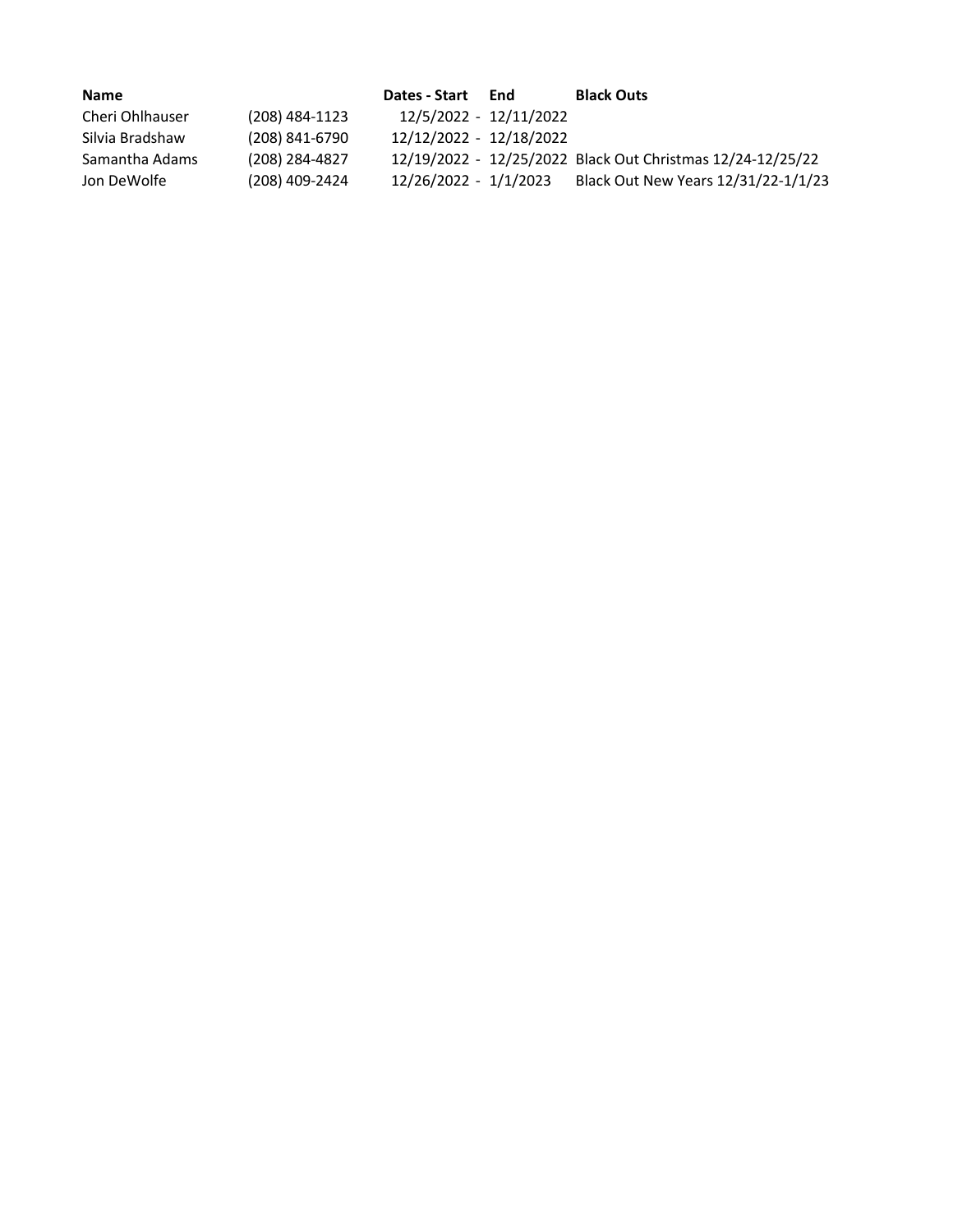| Name | | Dates - Start | End | Black Outs |
| --- | --- | --- | --- | --- |
| Cheri Ohlhauser | (208) 484-1123 | 12/5/2022 - | 12/11/2022 | |
| Silvia Bradshaw | (208) 841-6790 | 12/12/2022 - | 12/18/2022 | |
| Samantha Adams | (208) 284-4827 | 12/19/2022 - | 12/25/2022 | Black Out Christmas 12/24-12/25/22 |
| Jon DeWolfe | (208) 409-2424 | 12/26/2022 - | 1/1/2023 | Black Out New Years 12/31/22-1/1/23 |